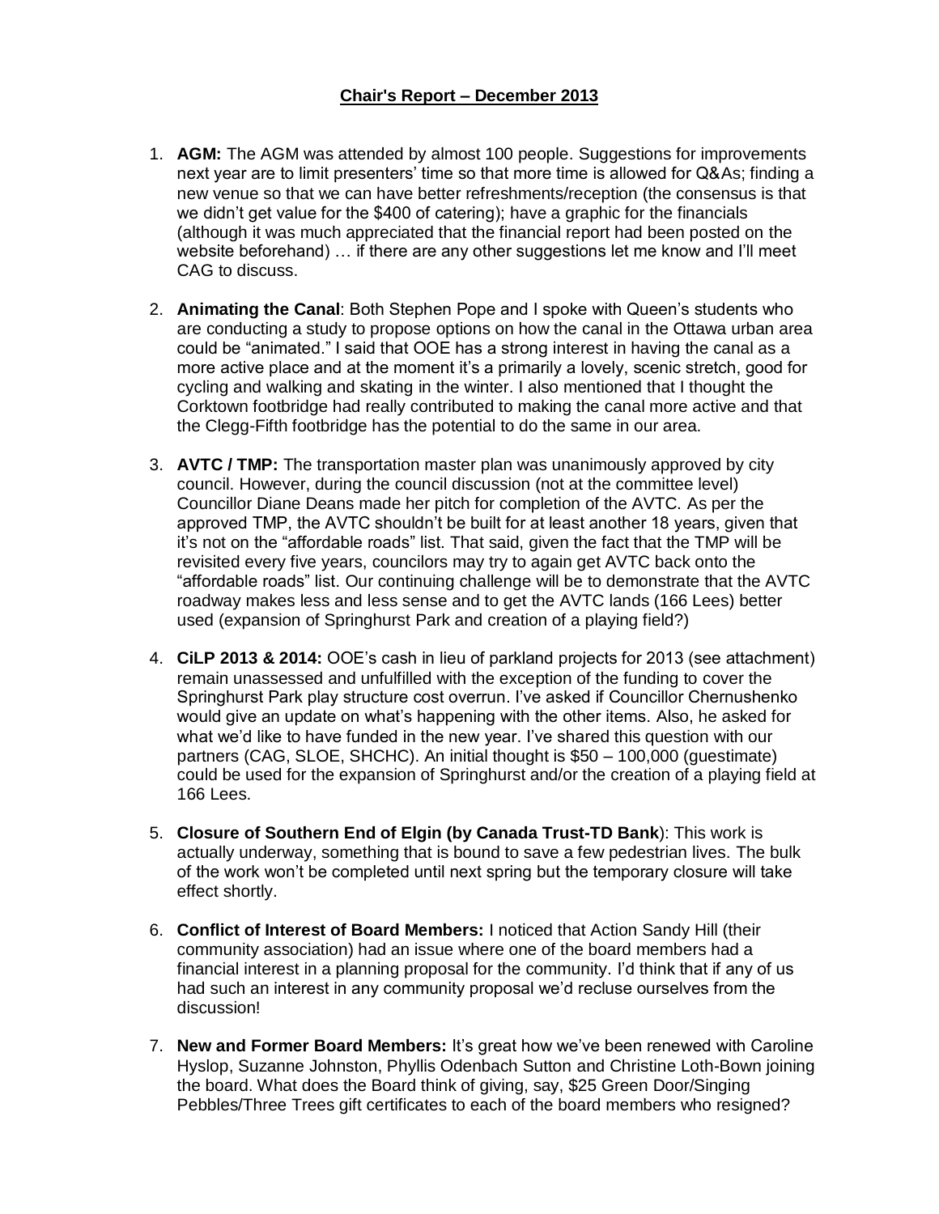# Chair's Report – December 2013

1. **AGM:** The AGM was attended by almost 100 people. Suggestions for improvements next year are to limit presenters' time so that more time is allowed for Q&As; finding a new venue so that we can have better refreshments/reception (the consensus is that we didn't get value for the $400 of catering); have a graphic for the financials (although it was much appreciated that the financial report had been posted on the website beforehand) … if there are any other suggestions let me know and I'll meet CAG to discuss.

2. **Animating the Canal**: Both Stephen Pope and I spoke with Queen's students who are conducting a study to propose options on how the canal in the Ottawa urban area could be "animated." I said that OOE has a strong interest in having the canal as a more active place and at the moment it's a primarily a lovely, scenic stretch, good for cycling and walking and skating in the winter. I also mentioned that I thought the Corktown footbridge had really contributed to making the canal more active and that the Clegg-Fifth footbridge has the potential to do the same in our area.

3. **AVTC / TMP:** The transportation master plan was unanimously approved by city council. However, during the council discussion (not at the committee level) Councillor Diane Deans made her pitch for completion of the AVTC. As per the approved TMP, the AVTC shouldn't be built for at least another 18 years, given that it's not on the "affordable roads" list. That said, given the fact that the TMP will be revisited every five years, councilors may try to again get AVTC back onto the "affordable roads" list. Our continuing challenge will be to demonstrate that the AVTC roadway makes less and less sense and to get the AVTC lands (166 Lees) better used (expansion of Springhurst Park and creation of a playing field?)

4. **CiLP 2013 & 2014:** OOE's cash in lieu of parkland projects for 2013 (see attachment) remain unassessed and unfulfilled with the exception of the funding to cover the Springhurst Park play structure cost overrun. I've asked if Councillor Chernushenko would give an update on what's happening with the other items. Also, he asked for what we'd like to have funded in the new year. I've shared this question with our partners (CAG, SLOE, SHCHC). An initial thought is $50 – 100,000 (guestimate) could be used for the expansion of Springhurst and/or the creation of a playing field at 166 Lees.

5. **Closure of Southern End of Elgin (by Canada Trust-TD Bank**): This work is actually underway, something that is bound to save a few pedestrian lives. The bulk of the work won't be completed until next spring but the temporary closure will take effect shortly.

6. **Conflict of Interest of Board Members:** I noticed that Action Sandy Hill (their community association) had an issue where one of the board members had a financial interest in a planning proposal for the community. I'd think that if any of us had such an interest in any community proposal we'd recluse ourselves from the discussion!

7. **New and Former Board Members:** It's great how we've been renewed with Caroline Hyslop, Suzanne Johnston, Phyllis Odenbach Sutton and Christine Loth-Bown joining the board. What does the Board think of giving, say, $25 Green Door/Singing Pebbles/Three Trees gift certificates to each of the board members who resigned?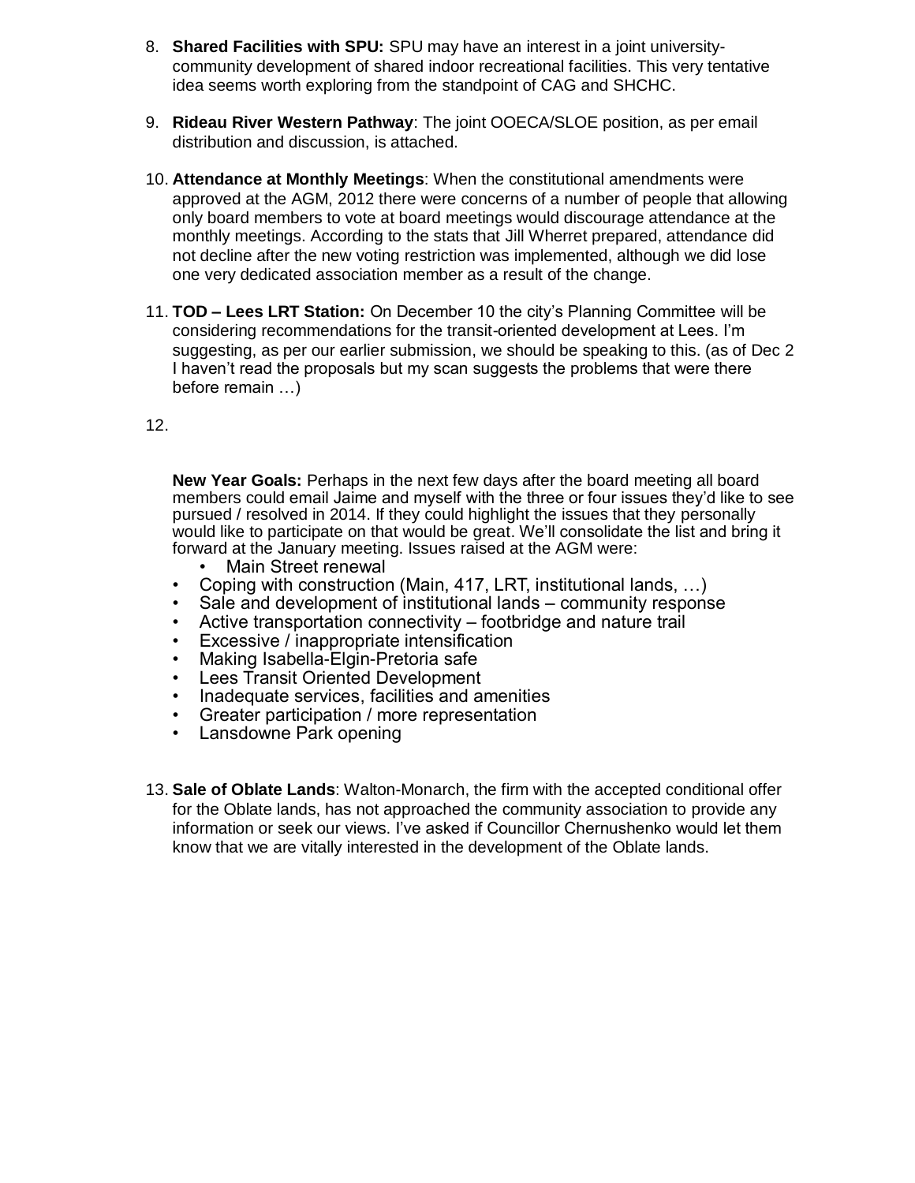8. **Shared Facilities with SPU:** SPU may have an interest in a joint university-community development of shared indoor recreational facilities. This very tentative idea seems worth exploring from the standpoint of CAG and SHCHC.

9. **Rideau River Western Pathway**: The joint OOECA/SLOE position, as per email distribution and discussion, is attached.

10. **Attendance at Monthly Meetings**: When the constitutional amendments were approved at the AGM, 2012 there were concerns of a number of people that allowing only board members to vote at board meetings would discourage attendance at the monthly meetings. According to the stats that Jill Wherret prepared, attendance did not decline after the new voting restriction was implemented, although we did lose one very dedicated association member as a result of the change.

11. **TOD – Lees LRT Station:** On December 10 the city's Planning Committee will be considering recommendations for the transit-oriented development at Lees. I'm suggesting, as per our earlier submission, we should be speaking to this. (as of Dec 2 I haven't read the proposals but my scan suggests the problems that were there before remain …)

12. **New Year Goals:** Perhaps in the next few days after the board meeting all board members could email Jaime and myself with the three or four issues they'd like to see pursued / resolved in 2014. If they could highlight the issues that they personally would like to participate on that would be great. We'll consolidate the list and bring it forward at the January meeting. Issues raised at the AGM were:
    - Main Street renewal
    - Coping with construction (Main, 417, LRT, institutional lands, …)
    - Sale and development of institutional lands – community response
    - Active transportation connectivity – footbridge and nature trail
    - Excessive / inappropriate intensification
    - Making Isabella-Elgin-Pretoria safe
    - Lees Transit Oriented Development
    - Inadequate services, facilities and amenities
    - Greater participation / more representation
    - Lansdowne Park opening

13. **Sale of Oblate Lands**: Walton-Monarch, the firm with the accepted conditional offer for the Oblate lands, has not approached the community association to provide any information or seek our views. I've asked if Councillor Chernushenko would let them know that we are vitally interested in the development of the Oblate lands.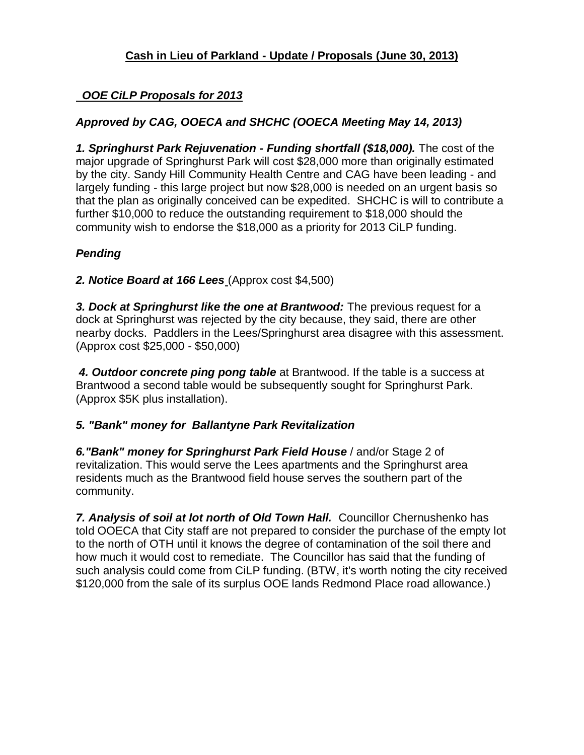## Cash in Lieu of Parkland - Update / Proposals (June 30, 2013)

### *OOE CiLP Proposals for 2013*

### *Approved by CAG, OOECA and SHCHC (OOECA Meeting May 14, 2013)*

***1. Springhurst Park Rejuvenation - Funding shortfall ($18,000).*** The cost of the major upgrade of Springhurst Park will cost $28,000 more than originally estimated by the city. Sandy Hill Community Health Centre and CAG have been leading - and largely funding - this large project but now $28,000 is needed on an urgent basis so that the plan as originally conceived can be expedited. SHCHC is will to contribute a further $10,000 to reduce the outstanding requirement to $18,000 should the community wish to endorse the $18,000 as a priority for 2013 CiLP funding.

### *Pending*

***2. Notice Board at 166 Lees*** (Approx cost $4,500)

***3. Dock at Springhurst like the one at Brantwood:*** The previous request for a dock at Springhurst was rejected by the city because, they said, there are other nearby docks. Paddlers in the Lees/Springhurst area disagree with this assessment. (Approx cost $25,000 - $50,000)

***4. Outdoor concrete ping pong table*** at Brantwood. If the table is a success at Brantwood a second table would be subsequently sought for Springhurst Park. (Approx $5K plus installation).

***5. "Bank" money for Ballantyne Park Revitalization***

***6."Bank" money for Springhurst Park Field House*** / and/or Stage 2 of revitalization. This would serve the Lees apartments and the Springhurst area residents much as the Brantwood field house serves the southern part of the community.

***7. Analysis of soil at lot north of Old Town Hall.*** Councillor Chernushenko has told OOECA that City staff are not prepared to consider the purchase of the empty lot to the north of OTH until it knows the degree of contamination of the soil there and how much it would cost to remediate. The Councillor has said that the funding of such analysis could come from CiLP funding. (BTW, it's worth noting the city received $120,000 from the sale of its surplus OOE lands Redmond Place road allowance.)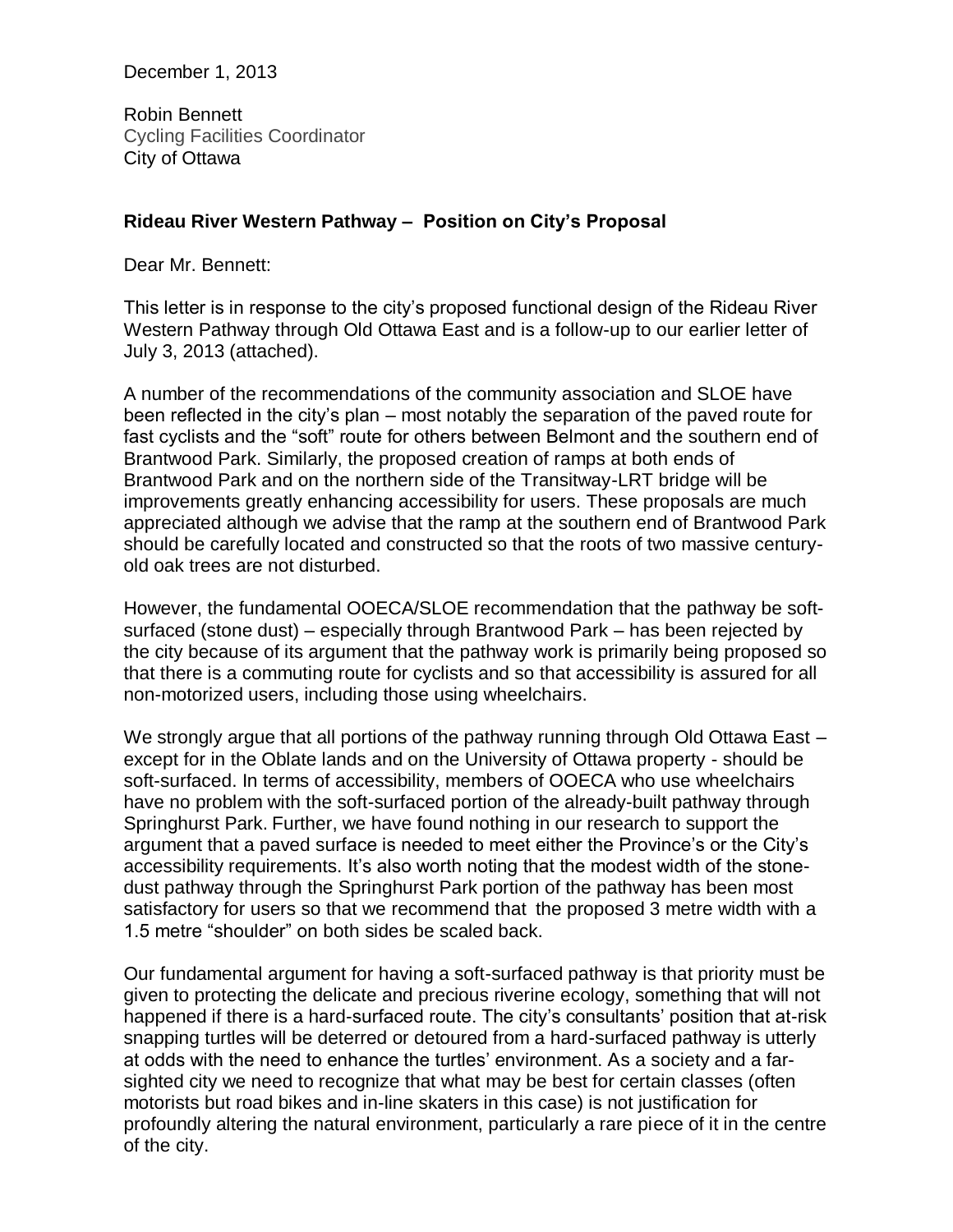December 1, 2013

Robin Bennett
Cycling Facilities Coordinator
City of Ottawa

**Rideau River Western Pathway – Position on City's Proposal**

Dear Mr. Bennett:

This letter is in response to the city's proposed functional design of the Rideau River Western Pathway through Old Ottawa East and is a follow-up to our earlier letter of July 3, 2013 (attached).

A number of the recommendations of the community association and SLOE have been reflected in the city's plan – most notably the separation of the paved route for fast cyclists and the "soft" route for others between Belmont and the southern end of Brantwood Park. Similarly, the proposed creation of ramps at both ends of Brantwood Park and on the northern side of the Transitway-LRT bridge will be improvements greatly enhancing accessibility for users. These proposals are much appreciated although we advise that the ramp at the southern end of Brantwood Park should be carefully located and constructed so that the roots of two massive century-old oak trees are not disturbed.

However, the fundamental OOECA/SLOE recommendation that the pathway be soft-surfaced (stone dust) – especially through Brantwood Park – has been rejected by the city because of its argument that the pathway work is primarily being proposed so that there is a commuting route for cyclists and so that accessibility is assured for all non-motorized users, including those using wheelchairs.

We strongly argue that all portions of the pathway running through Old Ottawa East – except for in the Oblate lands and on the University of Ottawa property - should be soft-surfaced. In terms of accessibility, members of OOECA who use wheelchairs have no problem with the soft-surfaced portion of the already-built pathway through Springhurst Park. Further, we have found nothing in our research to support the argument that a paved surface is needed to meet either the Province's or the City's accessibility requirements. It's also worth noting that the modest width of the stone-dust pathway through the Springhurst Park portion of the pathway has been most satisfactory for users so that we recommend that the proposed 3 metre width with a 1.5 metre "shoulder" on both sides be scaled back.

Our fundamental argument for having a soft-surfaced pathway is that priority must be given to protecting the delicate and precious riverine ecology, something that will not happened if there is a hard-surfaced route. The city's consultants' position that at-risk snapping turtles will be deterred or detoured from a hard-surfaced pathway is utterly at odds with the need to enhance the turtles' environment. As a society and a far-sighted city we need to recognize that what may be best for certain classes (often motorists but road bikes and in-line skaters in this case) is not justification for profoundly altering the natural environment, particularly a rare piece of it in the centre of the city.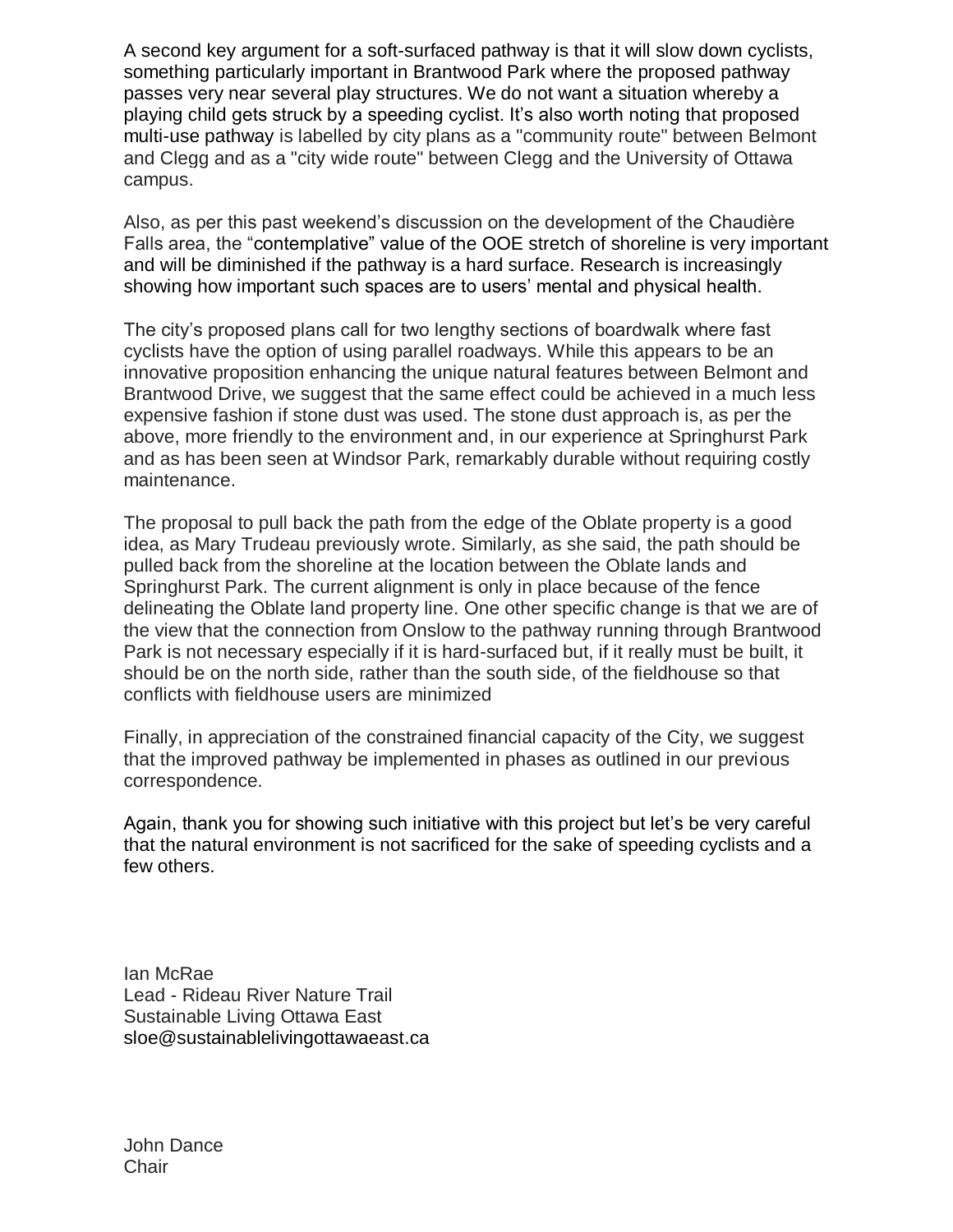A second key argument for a soft-surfaced pathway is that it will slow down cyclists, something particularly important in Brantwood Park where the proposed pathway passes very near several play structures. We do not want a situation whereby a playing child gets struck by a speeding cyclist. It's also worth noting that proposed multi-use pathway is labelled by city plans as a "community route" between Belmont and Clegg and as a "city wide route" between Clegg and the University of Ottawa campus.

Also, as per this past weekend's discussion on the development of the Chaudière Falls area, the "contemplative" value of the OOE stretch of shoreline is very important and will be diminished if the pathway is a hard surface. Research is increasingly showing how important such spaces are to users' mental and physical health.

The city's proposed plans call for two lengthy sections of boardwalk where fast cyclists have the option of using parallel roadways. While this appears to be an innovative proposition enhancing the unique natural features between Belmont and Brantwood Drive, we suggest that the same effect could be achieved in a much less expensive fashion if stone dust was used. The stone dust approach is, as per the above, more friendly to the environment and, in our experience at Springhurst Park and as has been seen at Windsor Park, remarkably durable without requiring costly maintenance.

The proposal to pull back the path from the edge of the Oblate property is a good idea, as Mary Trudeau previously wrote. Similarly, as she said, the path should be pulled back from the shoreline at the location between the Oblate lands and Springhurst Park. The current alignment is only in place because of the fence delineating the Oblate land property line. One other specific change is that we are of the view that the connection from Onslow to the pathway running through Brantwood Park is not necessary especially if it is hard-surfaced but, if it really must be built, it should be on the north side, rather than the south side, of the fieldhouse so that conflicts with fieldhouse users are minimized

Finally, in appreciation of the constrained financial capacity of the City, we suggest that the improved pathway be implemented in phases as outlined in our previous correspondence.

Again, thank you for showing such initiative with this project but let's be very careful that the natural environment is not sacrificed for the sake of speeding cyclists and a few others.

Ian McRae
Lead - Rideau River Nature Trail
Sustainable Living Ottawa East
sloe@sustainablelivingottawaeast.ca

John Dance
Chair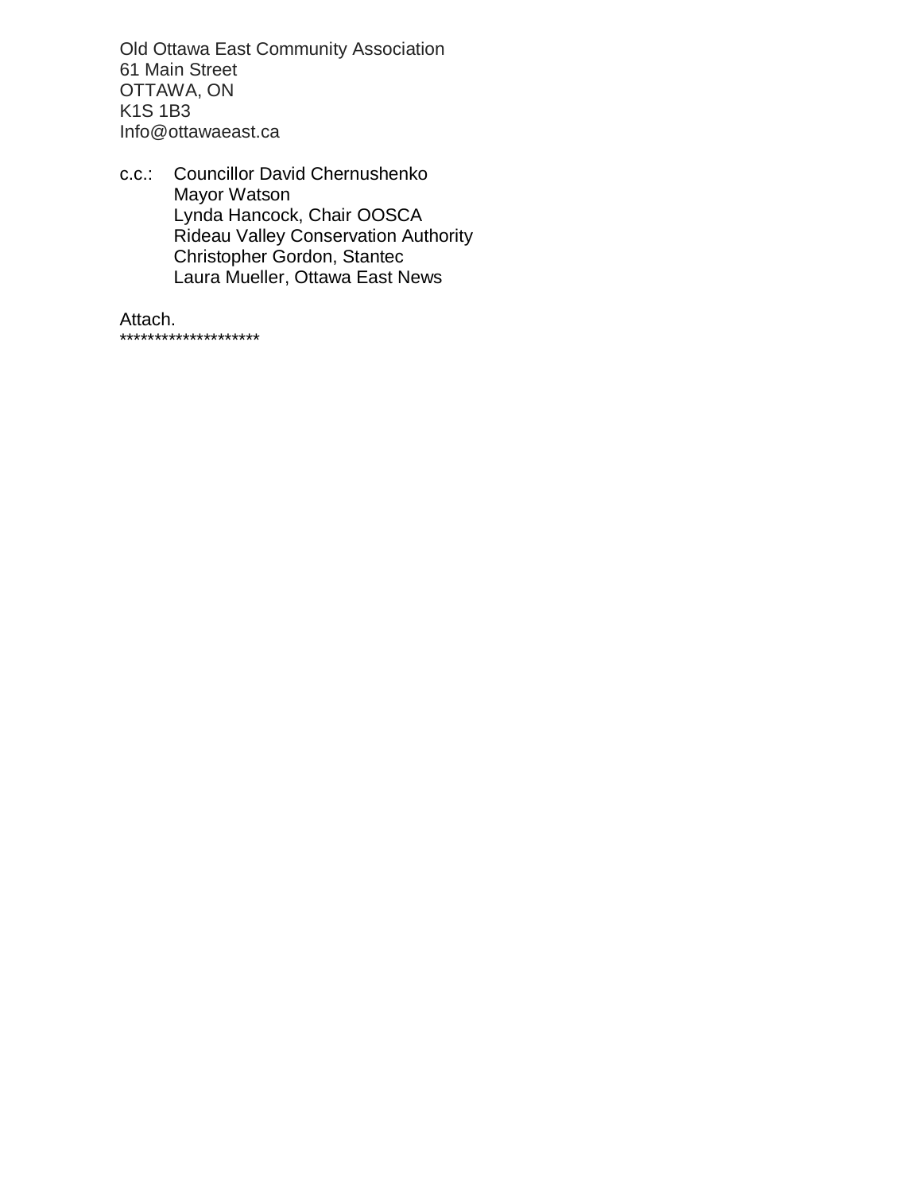Old Ottawa East Community Association
61 Main Street
OTTAWA, ON
K1S 1B3
Info@ottawaeast.ca

c.c.: Councillor David Chernushenko
Mayor Watson
Lynda Hancock, Chair OOSCA
Rideau Valley Conservation Authority
Christopher Gordon, Stantec
Laura Mueller, Ottawa East News

Attach.
********************